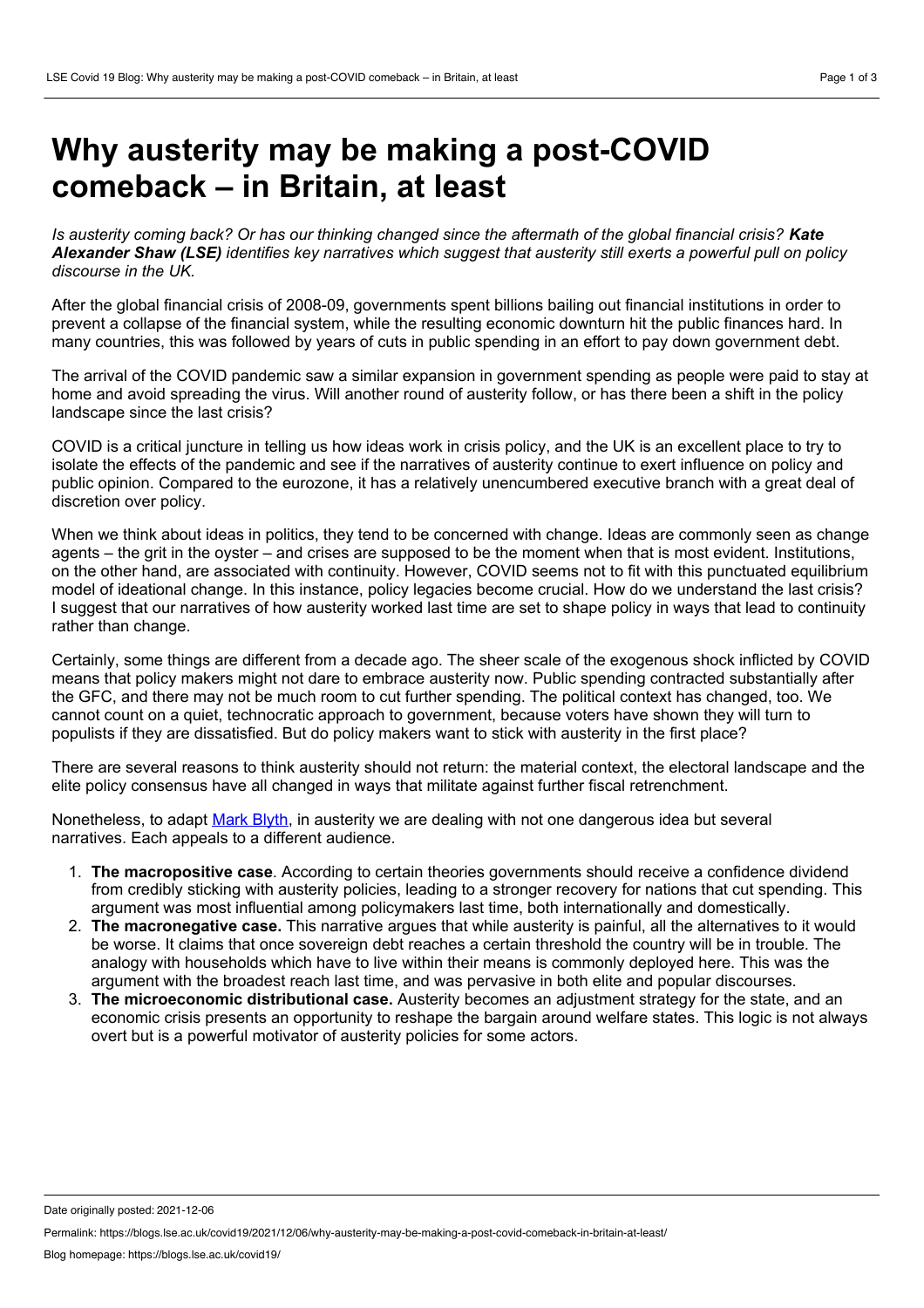# Why austerity may be making a post-COVID comeback – in Britain, at least

*Is austerity coming back? Or has our thinking changed since the aftermath of the global financial crisis? **Kate Alexander Shaw (LSE)** identifies key narratives which suggest that austerity still exerts a powerful pull on policy discourse in the UK.*

After the global financial crisis of 2008-09, governments spent billions bailing out financial institutions in order to prevent a collapse of the financial system, while the resulting economic downturn hit the public finances hard. In many countries, this was followed by years of cuts in public spending in an effort to pay down government debt.

The arrival of the COVID pandemic saw a similar expansion in government spending as people were paid to stay at home and avoid spreading the virus. Will another round of austerity follow, or has there been a shift in the policy landscape since the last crisis?

COVID is a critical juncture in telling us how ideas work in crisis policy, and the UK is an excellent place to try to isolate the effects of the pandemic and see if the narratives of austerity continue to exert influence on policy and public opinion. Compared to the eurozone, it has a relatively unencumbered executive branch with a great deal of discretion over policy.

When we think about ideas in politics, they tend to be concerned with change. Ideas are commonly seen as change agents – the grit in the oyster – and crises are supposed to be the moment when that is most evident. Institutions, on the other hand, are associated with continuity. However, COVID seems not to fit with this punctuated equilibrium model of ideational change. In this instance, policy legacies become crucial. How do we understand the last crisis? I suggest that our narratives of how austerity worked last time are set to shape policy in ways that lead to continuity rather than change.

Certainly, some things are different from a decade ago. The sheer scale of the exogenous shock inflicted by COVID means that policy makers might not dare to embrace austerity now. Public spending contracted substantially after the GFC, and there may not be much room to cut further spending. The political context has changed, too. We cannot count on a quiet, technocratic approach to government, because voters have shown they will turn to populists if they are dissatisfied. But do policy makers want to stick with austerity in the first place?

There are several reasons to think austerity should not return: the material context, the electoral landscape and the elite policy consensus have all changed in ways that militate against further fiscal retrenchment.

Nonetheless, to adapt Mark Blyth, in austerity we are dealing with not one dangerous idea but several narratives. Each appeals to a different audience.

1. **The macropositive case**. According to certain theories governments should receive a confidence dividend from credibly sticking with austerity policies, leading to a stronger recovery for nations that cut spending. This argument was most influential among policymakers last time, both internationally and domestically.
2. **The macronegative case.** This narrative argues that while austerity is painful, all the alternatives to it would be worse. It claims that once sovereign debt reaches a certain threshold the country will be in trouble. The analogy with households which have to live within their means is commonly deployed here. This was the argument with the broadest reach last time, and was pervasive in both elite and popular discourses.
3. **The microeconomic distributional case.** Austerity becomes an adjustment strategy for the state, and an economic crisis presents an opportunity to reshape the bargain around welfare states. This logic is not always overt but is a powerful motivator of austerity policies for some actors.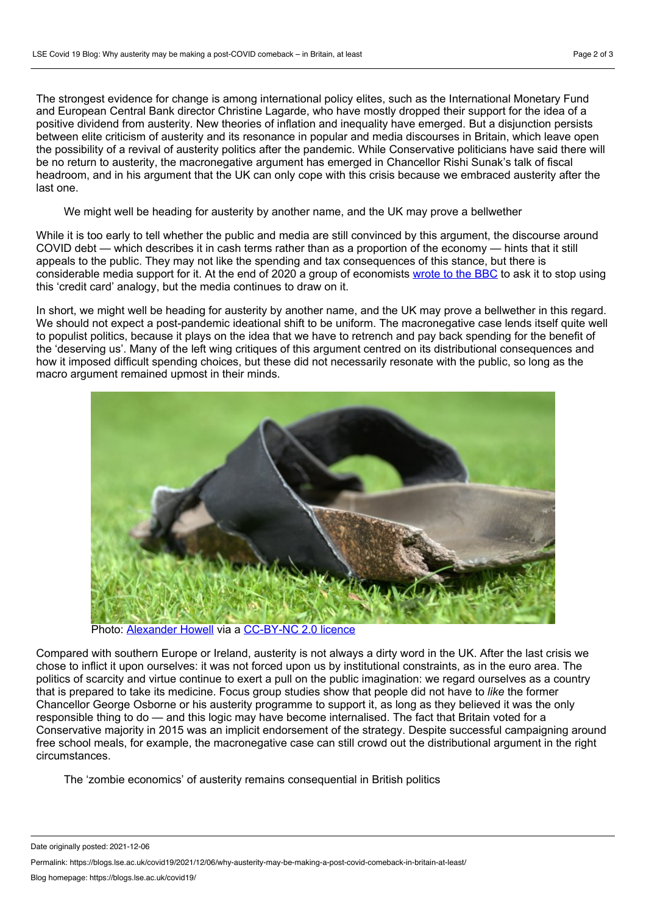The strongest evidence for change is among international policy elites, such as the International Monetary Fund and European Central Bank director Christine Lagarde, who have mostly dropped their support for the idea of a positive dividend from austerity. New theories of inflation and inequality have emerged. But a disjunction persists between elite criticism of austerity and its resonance in popular and media discourses in Britain, which leave open the possibility of a revival of austerity politics after the pandemic. While Conservative politicians have said there will be no return to austerity, the macronegative argument has emerged in Chancellor Rishi Sunak's talk of fiscal headroom, and in his argument that the UK can only cope with this crisis because we embraced austerity after the last one.

> We might well be heading for austerity by another name, and the UK may prove a bellwether

While it is too early to tell whether the public and media are still convinced by this argument, the discourse around COVID debt — which describes it in cash terms rather than as a proportion of the economy — hints that it still appeals to the public. They may not like the spending and tax consequences of this stance, but there is considerable media support for it. At the end of 2020 a group of economists wrote to the BBC to ask it to stop using this 'credit card' analogy, but the media continues to draw on it.

In short, we might well be heading for austerity by another name, and the UK may prove a bellwether in this regard. We should not expect a post-pandemic ideational shift to be uniform. The macronegative case lends itself quite well to populist politics, because it plays on the idea that we have to retrench and pay back spending for the benefit of the 'deserving us'. Many of the left wing critiques of this argument centred on its distributional consequences and how it imposed difficult spending choices, but these did not necessarily resonate with the public, so long as the macro argument remained upmost in their minds.

Photo: Alexander Howell via a CC-BY-NC 2.0 licence

Compared with southern Europe or Ireland, austerity is not always a dirty word in the UK. After the last crisis we chose to inflict it upon ourselves: it was not forced upon us by institutional constraints, as in the euro area. The politics of scarcity and virtue continue to exert a pull on the public imagination: we regard ourselves as a country that is prepared to take its medicine. Focus group studies show that people did not have to *like* the former Chancellor George Osborne or his austerity programme to support it, as long as they believed it was the only responsible thing to do — and this logic may have become internalised. The fact that Britain voted for a Conservative majority in 2015 was an implicit endorsement of the strategy. Despite successful campaigning around free school meals, for example, the macronegative case can still crowd out the distributional argument in the right circumstances.

> The 'zombie economics' of austerity remains consequential in British politics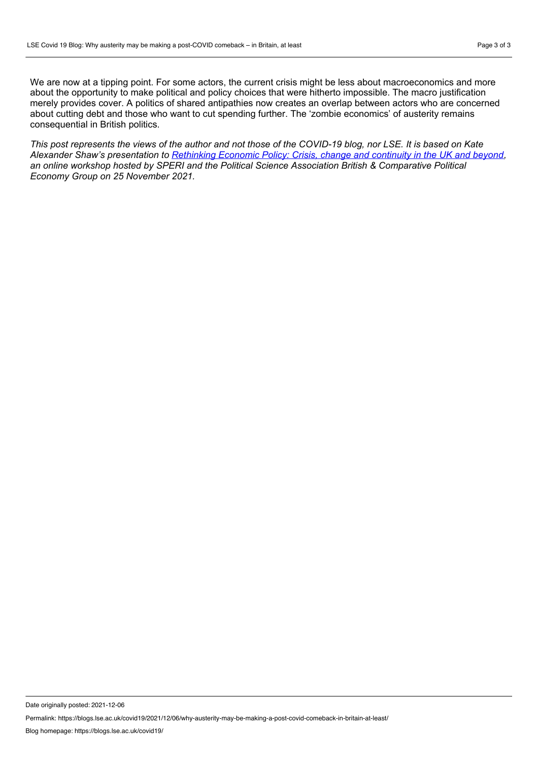We are now at a tipping point. For some actors, the current crisis might be less about macroeconomics and more about the opportunity to make political and policy choices that were hitherto impossible. The macro justification merely provides cover. A politics of shared antipathies now creates an overlap between actors who are concerned about cutting debt and those who want to cut spending further. The 'zombie economics' of austerity remains consequential in British politics.

*This post represents the views of the author and not those of the COVID-19 blog, nor LSE. It is based on Kate Alexander Shaw's presentation to [Rethinking Economic Policy: Crisis, change and continuity in the UK and beyond](), an online workshop hosted by SPERI and the Political Science Association British & Comparative Political Economy Group on 25 November 2021.*

Date originally posted: 2021-12-06

Permalink: https://blogs.lse.ac.uk/covid19/2021/12/06/why-austerity-may-be-making-a-post-covid-comeback-in-britain-at-least/

Blog homepage: https://blogs.lse.ac.uk/covid19/